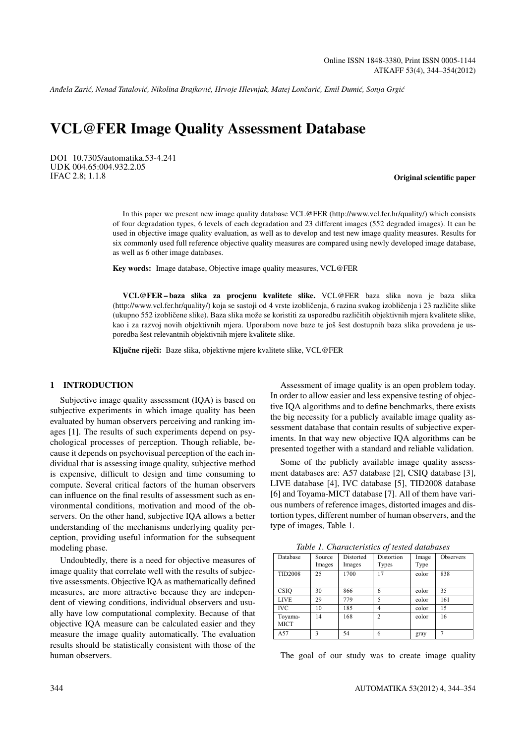Online ISSN 1848-3380, Print ISSN 0005-1144
ATKAFF 53(4), 344–354(2012)

*Anđela Zarić, Nenad Tatalović, Nikolina Brajković, Hrvoje Hlevnjak, Matej Lončarić, Emil Dumić, Sonja Grgić*

# VCL@FER Image Quality Assessment Database

DOI 10.7305/automatika.53-4.241
UDK 004.65:004.932.2.05
IFAC 2.8; 1.1.8

**Original scientific paper**

In this paper we present new image quality database VCL@FER (http://www.vcl.fer.hr/quality/) which consists of four degradation types, 6 levels of each degradation and 23 different images (552 degraded images). It can be used in objective image quality evaluation, as well as to develop and test new image quality measures. Results for six commonly used full reference objective quality measures are compared using newly developed image database, as well as 6 other image databases.

**Key words:** Image database, Objective image quality measures, VCL@FER

**VCL@FER – baza slika za procjenu kvalitete slike.** VCL@FER baza slika nova je baza slika (http://www.vcl.fer.hr/quality/) koja se sastoji od 4 vrste izobličenja, 6 razina svakog izobličenja i 23 različite slike (ukupno 552 izobličene slike). Baza slika može se koristiti za usporedbu različitih objektivnih mjera kvalitete slike, kao i za razvoj novih objektivnih mjera. Uporabom nove baze te još šest dostupnih baza slika provedena je usporedba šest relevantnih objektivnih mjere kvalitete slike.

**Ključne riječi:** Baze slika, objektivne mjere kvalitete slike, VCL@FER

## 1 INTRODUCTION

Subjective image quality assessment (IQA) is based on subjective experiments in which image quality has been evaluated by human observers perceiving and ranking images [1]. The results of such experiments depend on psychological processes of perception. Though reliable, because it depends on psychovisual perception of the each individual that is assessing image quality, subjective method is expensive, difficult to design and time consuming to compute. Several critical factors of the human observers can influence on the final results of assessment such as environmental conditions, motivation and mood of the observers. On the other hand, subjective IQA allows a better understanding of the mechanisms underlying quality perception, providing useful information for the subsequent modeling phase.

Undoubtedly, there is a need for objective measures of image quality that correlate well with the results of subjective assessments. Objective IQA as mathematically defined measures, are more attractive because they are independent of viewing conditions, individual observers and usually have low computational complexity. Because of that objective IQA measure can be calculated easier and they measure the image quality automatically. The evaluation results should be statistically consistent with those of the human observers.

Assessment of image quality is an open problem today. In order to allow easier and less expensive testing of objective IQA algorithms and to define benchmarks, there exists the big necessity for a publicly available image quality assessment database that contain results of subjective experiments. In that way new objective IQA algorithms can be presented together with a standard and reliable validation.

Some of the publicly available image quality assessment databases are: A57 database [2], CSIQ database [3], LIVE database [4], IVC database [5], TID2008 database [6] and Toyama-MICT database [7]. All of them have various numbers of reference images, distorted images and distortion types, different number of human observers, and the type of images, Table 1.

*Table 1. Characteristics of tested databases*

| Database | Source Images | Distorted Images | Distortion Types | Image Type | Observers |
|---|---|---|---|---|---|
| TID2008 | 25 | 1700 | 17 | color | 838 |
| CSIQ | 30 | 866 | 6 | color | 35 |
| LIVE | 29 | 779 | 5 | color | 161 |
| IVC | 10 | 185 | 4 | color | 15 |
| Toyama-MICT | 14 | 168 | 2 | color | 16 |
| A57 | 3 | 54 | 6 | gray | 7 |

The goal of our study was to create image quality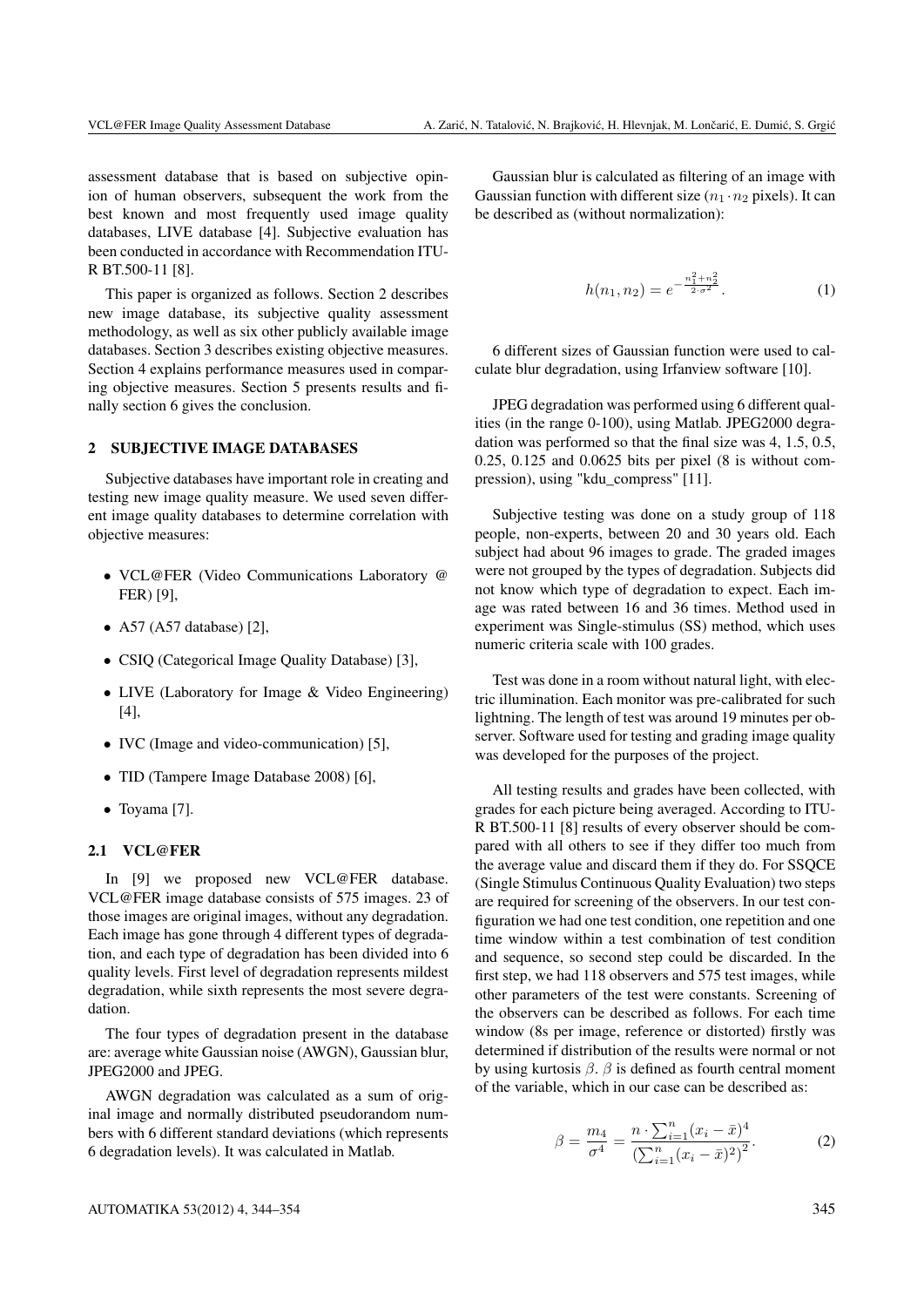assessment database that is based on subjective opinion of human observers, subsequent the work from the best known and most frequently used image quality databases, LIVE database [4]. Subjective evaluation has been conducted in accordance with Recommendation ITU-R BT.500-11 [8].

This paper is organized as follows. Section 2 describes new image database, its subjective quality assessment methodology, as well as six other publicly available image databases. Section 3 describes existing objective measures. Section 4 explains performance measures used in comparing objective measures. Section 5 presents results and finally section 6 gives the conclusion.

## 2 SUBJECTIVE IMAGE DATABASES

Subjective databases have important role in creating and testing new image quality measure. We used seven different image quality databases to determine correlation with objective measures:

- VCL@FER (Video Communications Laboratory @ FER) [9],
- A57 (A57 database) [2],
- CSIQ (Categorical Image Quality Database) [3],
- LIVE (Laboratory for Image & Video Engineering) [4],
- IVC (Image and video-communication) [5],
- TID (Tampere Image Database 2008) [6],
- Toyama [7].

### 2.1 VCL@FER

In [9] we proposed new VCL@FER database. VCL@FER image database consists of 575 images. 23 of those images are original images, without any degradation. Each image has gone through 4 different types of degradation, and each type of degradation has been divided into 6 quality levels. First level of degradation represents mildest degradation, while sixth represents the most severe degradation.

The four types of degradation present in the database are: average white Gaussian noise (AWGN), Gaussian blur, JPEG2000 and JPEG.

AWGN degradation was calculated as a sum of original image and normally distributed pseudorandom numbers with 6 different standard deviations (which represents 6 degradation levels). It was calculated in Matlab.

Gaussian blur is calculated as filtering of an image with Gaussian function with different size ($n_1 \cdot n_2$ pixels). It can be described as (without normalization):

$$h(n_1, n_2) = e^{-\frac{n_1^2+n_2^2}{2 \cdot \sigma^2}}. \tag{1}$$

6 different sizes of Gaussian function were used to calculate blur degradation, using Irfanview software [10].

JPEG degradation was performed using 6 different qualities (in the range 0-100), using Matlab. JPEG2000 degradation was performed so that the final size was 4, 1.5, 0.5, 0.25, 0.125 and 0.0625 bits per pixel (8 is without compression), using "kdu_compress" [11].

Subjective testing was done on a study group of 118 people, non-experts, between 20 and 30 years old. Each subject had about 96 images to grade. The graded images were not grouped by the types of degradation. Subjects did not know which type of degradation to expect. Each image was rated between 16 and 36 times. Method used in experiment was Single-stimulus (SS) method, which uses numeric criteria scale with 100 grades.

Test was done in a room without natural light, with electric illumination. Each monitor was pre-calibrated for such lightning. The length of test was around 19 minutes per observer. Software used for testing and grading image quality was developed for the purposes of the project.

All testing results and grades have been collected, with grades for each picture being averaged. According to ITU-R BT.500-11 [8] results of every observer should be compared with all others to see if they differ too much from the average value and discard them if they do. For SSQCE (Single Stimulus Continuous Quality Evaluation) two steps are required for screening of the observers. In our test configuration we had one test condition, one repetition and one time window within a test combination of test condition and sequence, so second step could be discarded. In the first step, we had 118 observers and 575 test images, while other parameters of the test were constants. Screening of the observers can be described as follows. For each time window (8s per image, reference or distorted) firstly was determined if distribution of the results were normal or not by using kurtosis $\beta$. $\beta$ is defined as fourth central moment of the variable, which in our case can be described as:

$$\beta = \frac{m_4}{\sigma^4} = \frac{n \cdot \sum_{i=1}^{n}(x_i - \bar{x})^4}{\left(\sum_{i=1}^{n}(x_i - \bar{x})^2\right)^2}. \tag{2}$$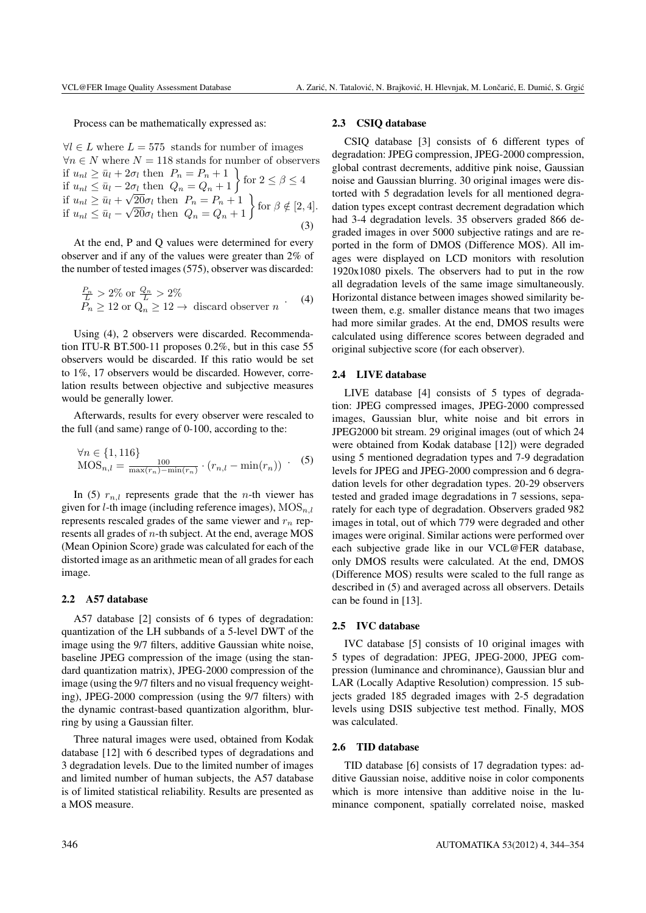Process can be mathematically expressed as:

$$
\begin{array}{l}
\forall l \in L \text{ where } L = 575 \text{ stands for number of images} \\
\forall n \in N \text{ where } N = 118 \text{ stands for number of observers} \\
\left.\begin{array}{l}
\text{if } u_{nl} \geq \bar{u}_l + 2\sigma_l \text{ then } P_n = P_n + 1 \\
\text{if } u_{nl} \leq \bar{u}_l - 2\sigma_l \text{ then } Q_n = Q_n + 1
\end{array}\right\} \text{for } 2 \leq \beta \leq 4 \\
\left.\begin{array}{l}
\text{if } u_{nl} \geq \bar{u}_l + \sqrt{20}\sigma_l \text{ then } P_n = P_n + 1 \\
\text{if } u_{nl} \leq \bar{u}_l - \sqrt{20}\sigma_l \text{ then } Q_n = Q_n + 1
\end{array}\right\} \text{for } \beta \notin [2, 4].
\end{array}
\tag{3}
$$

At the end, P and Q values were determined for every observer and if any of the values were greater than 2% of the number of tested images (575), observer was discarded:

$$
\begin{array}{l}
\frac{P_n}{L} > 2\% \text{ or } \frac{Q_n}{L} > 2\% \\
P_n \geq 12 \text{ or } Q_n \geq 12 \rightarrow \text{ discard observer } n
\end{array}
. \tag{4}
$$

Using (4), 2 observers were discarded. Recommendation ITU-R BT.500-11 proposes 0.2%, but in this case 55 observers would be discarded. If this ratio would be set to 1%, 17 observers would be discarded. However, correlation results between objective and subjective measures would be generally lower.

Afterwards, results for every observer were rescaled to the full (and same) range of 0-100, according to the:

$$
\begin{array}{l}
\forall n \in \{1, 116\} \\
\text{MOS}_{n,l} = \frac{100}{\max(r_n) - \min(r_n)} \cdot (r_{n,l} - \min(r_n))
\end{array}
. \tag{5}
$$

In (5) $r_{n,l}$ represents grade that the $n$-th viewer has given for $l$-th image (including reference images), $\text{MOS}_{n,l}$ represents rescaled grades of the same viewer and $r_n$ represents all grades of $n$-th subject. At the end, average MOS (Mean Opinion Score) grade was calculated for each of the distorted image as an arithmetic mean of all grades for each image.

### 2.2 A57 database

A57 database [2] consists of 6 types of degradation: quantization of the LH subbands of a 5-level DWT of the image using the 9/7 filters, additive Gaussian white noise, baseline JPEG compression of the image (using the standard quantization matrix), JPEG-2000 compression of the image (using the 9/7 filters and no visual frequency weighting), JPEG-2000 compression (using the 9/7 filters) with the dynamic contrast-based quantization algorithm, blurring by using a Gaussian filter.

Three natural images were used, obtained from Kodak database [12] with 6 described types of degradations and 3 degradation levels. Due to the limited number of images and limited number of human subjects, the A57 database is of limited statistical reliability. Results are presented as a MOS measure.

### 2.3 CSIQ database

CSIQ database [3] consists of 6 different types of degradation: JPEG compression, JPEG-2000 compression, global contrast decrements, additive pink noise, Gaussian noise and Gaussian blurring. 30 original images were distorted with 5 degradation levels for all mentioned degradation types except contrast decrement degradation which had 3-4 degradation levels. 35 observers graded 866 degraded images in over 5000 subjective ratings and are reported in the form of DMOS (Difference MOS). All images were displayed on LCD monitors with resolution 1920x1080 pixels. The observers had to put in the row all degradation levels of the same image simultaneously. Horizontal distance between images showed similarity between them, e.g. smaller distance means that two images had more similar grades. At the end, DMOS results were calculated using difference scores between degraded and original subjective score (for each observer).

### 2.4 LIVE database

LIVE database [4] consists of 5 types of degradation: JPEG compressed images, JPEG-2000 compressed images, Gaussian blur, white noise and bit errors in JPEG2000 bit stream. 29 original images (out of which 24 were obtained from Kodak database [12]) were degraded using 5 mentioned degradation types and 7-9 degradation levels for JPEG and JPEG-2000 compression and 6 degradation levels for other degradation types. 20-29 observers tested and graded image degradations in 7 sessions, separately for each type of degradation. Observers graded 982 images in total, out of which 779 were degraded and other images were original. Similar actions were performed over each subjective grade like in our VCL@FER database, only DMOS results were calculated. At the end, DMOS (Difference MOS) results were scaled to the full range as described in (5) and averaged across all observers. Details can be found in [13].

### 2.5 IVC database

IVC database [5] consists of 10 original images with 5 types of degradation: JPEG, JPEG-2000, JPEG compression (luminance and chrominance), Gaussian blur and LAR (Locally Adaptive Resolution) compression. 15 subjects graded 185 degraded images with 2-5 degradation levels using DSIS subjective test method. Finally, MOS was calculated.

### 2.6 TID database

TID database [6] consists of 17 degradation types: additive Gaussian noise, additive noise in color components which is more intensive than additive noise in the luminance component, spatially correlated noise, masked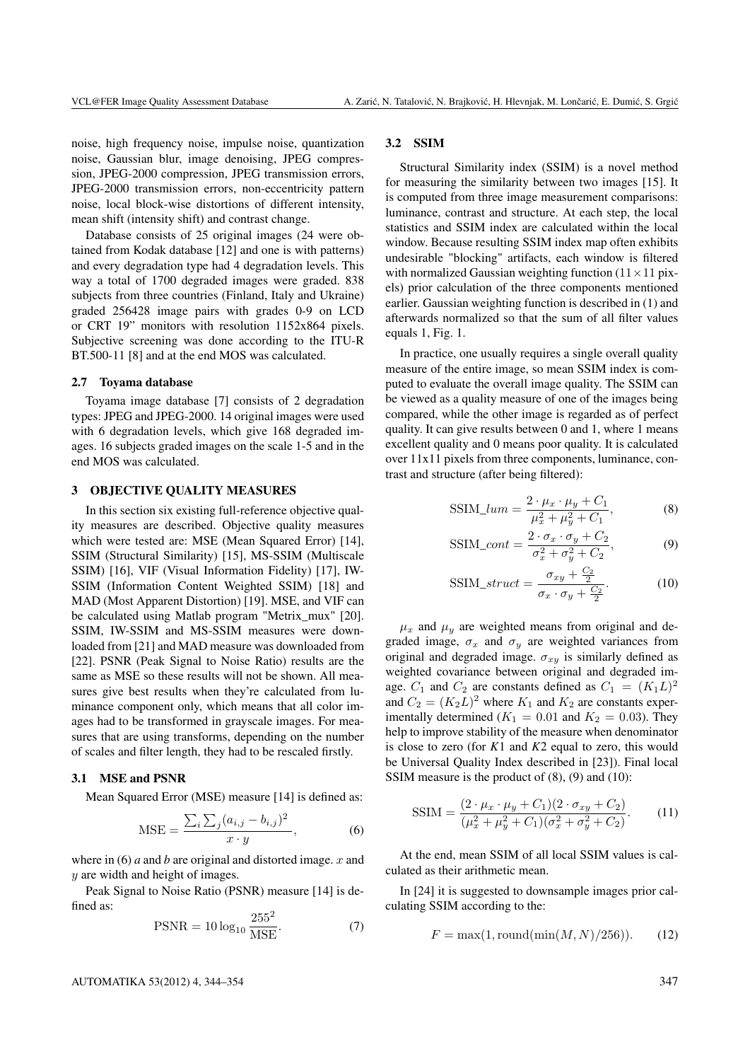noise, high frequency noise, impulse noise, quantization noise, Gaussian blur, image denoising, JPEG compression, JPEG-2000 compression, JPEG transmission errors, JPEG-2000 transmission errors, non-eccentricity pattern noise, local block-wise distortions of different intensity, mean shift (intensity shift) and contrast change.

Database consists of 25 original images (24 were obtained from Kodak database [12] and one is with patterns) and every degradation type had 4 degradation levels. This way a total of 1700 degraded images were graded. 838 subjects from three countries (Finland, Italy and Ukraine) graded 256428 image pairs with grades 0-9 on LCD or CRT 19" monitors with resolution 1152x864 pixels. Subjective screening was done according to the ITU-R BT.500-11 [8] and at the end MOS was calculated.

### 2.7 Toyama database

Toyama image database [7] consists of 2 degradation types: JPEG and JPEG-2000. 14 original images were used with 6 degradation levels, which give 168 degraded images. 16 subjects graded images on the scale 1-5 and in the end MOS was calculated.

## 3 OBJECTIVE QUALITY MEASURES

In this section six existing full-reference objective quality measures are described. Objective quality measures which were tested are: MSE (Mean Squared Error) [14], SSIM (Structural Similarity) [15], MS-SSIM (Multiscale SSIM) [16], VIF (Visual Information Fidelity) [17], IW-SSIM (Information Content Weighted SSIM) [18] and MAD (Most Apparent Distortion) [19]. MSE, and VIF can be calculated using Matlab program "Metrix_mux" [20]. SSIM, IW-SSIM and MS-SSIM measures were downloaded from [21] and MAD measure was downloaded from [22]. PSNR (Peak Signal to Noise Ratio) results are the same as MSE so these results will not be shown. All measures give best results when they're calculated from luminance component only, which means that all color images had to be transformed in grayscale images. For measures that are using transforms, depending on the number of scales and filter length, they had to be rescaled firstly.

### 3.1 MSE and PSNR

Mean Squared Error (MSE) measure [14] is defined as:

$$\mathrm{MSE} = \frac{\sum_i \sum_j (a_{i,j} - b_{i,j})^2}{x \cdot y}, \tag{6}$$

where in (6) *a* and *b* are original and distorted image. $x$ and $y$ are width and height of images.

Peak Signal to Noise Ratio (PSNR) measure [14] is defined as:

$$\mathrm{PSNR} = 10 \log_{10} \frac{255^2}{\mathrm{MSE}}. \tag{7}$$

### 3.2 SSIM

Structural Similarity index (SSIM) is a novel method for measuring the similarity between two images [15]. It is computed from three image measurement comparisons: luminance, contrast and structure. At each step, the local statistics and SSIM index are calculated within the local window. Because resulting SSIM index map often exhibits undesirable "blocking" artifacts, each window is filtered with normalized Gaussian weighting function ($11 \times 11$ pixels) prior calculation of the three components mentioned earlier. Gaussian weighting function is described in (1) and afterwards normalized so that the sum of all filter values equals 1, Fig. 1.

In practice, one usually requires a single overall quality measure of the entire image, so mean SSIM index is computed to evaluate the overall image quality. The SSIM can be viewed as a quality measure of one of the images being compared, while the other image is regarded as of perfect quality. It can give results between 0 and 1, where 1 means excellent quality and 0 means poor quality. It is calculated over 11x11 pixels from three components, luminance, contrast and structure (after being filtered):

$$\mathrm{SSIM\_}lum = \frac{2 \cdot \mu_x \cdot \mu_y + C_1}{\mu_x^2 + \mu_y^2 + C_1}, \tag{8}$$

$$\mathrm{SSIM\_}cont = \frac{2 \cdot \sigma_x \cdot \sigma_y + C_2}{\sigma_x^2 + \sigma_y^2 + C_2}, \tag{9}$$

$$\mathrm{SSIM\_}struct = \frac{\sigma_{xy} + \frac{C_2}{2}}{\sigma_x \cdot \sigma_y + \frac{C_2}{2}}. \tag{10}$$

$\mu_x$ and $\mu_y$ are weighted means from original and degraded image, $\sigma_x$ and $\sigma_y$ are weighted variances from original and degraded image. $\sigma_{xy}$ is similarly defined as weighted covariance between original and degraded image. $C_1$ and $C_2$ are constants defined as $C_1 = (K_1 L)^2$ and $C_2 = (K_2 L)^2$ where $K_1$ and $K_2$ are constants experimentally determined ($K_1 = 0.01$ and $K_2 = 0.03$). They help to improve stability of the measure when denominator is close to zero (for $K1$ and $K2$ equal to zero, this would be Universal Quality Index described in [23]). Final local SSIM measure is the product of (8), (9) and (10):

$$\mathrm{SSIM} = \frac{(2 \cdot \mu_x \cdot \mu_y + C_1)(2 \cdot \sigma_{xy} + C_2)}{(\mu_x^2 + \mu_y^2 + C_1)(\sigma_x^2 + \sigma_y^2 + C_2)}. \tag{11}$$

At the end, mean SSIM of all local SSIM values is calculated as their arithmetic mean.

In [24] it is suggested to downsample images prior calculating SSIM according to the:

$$F = \max(1, \mathrm{round}(\min(M, N)/256)). \tag{12}$$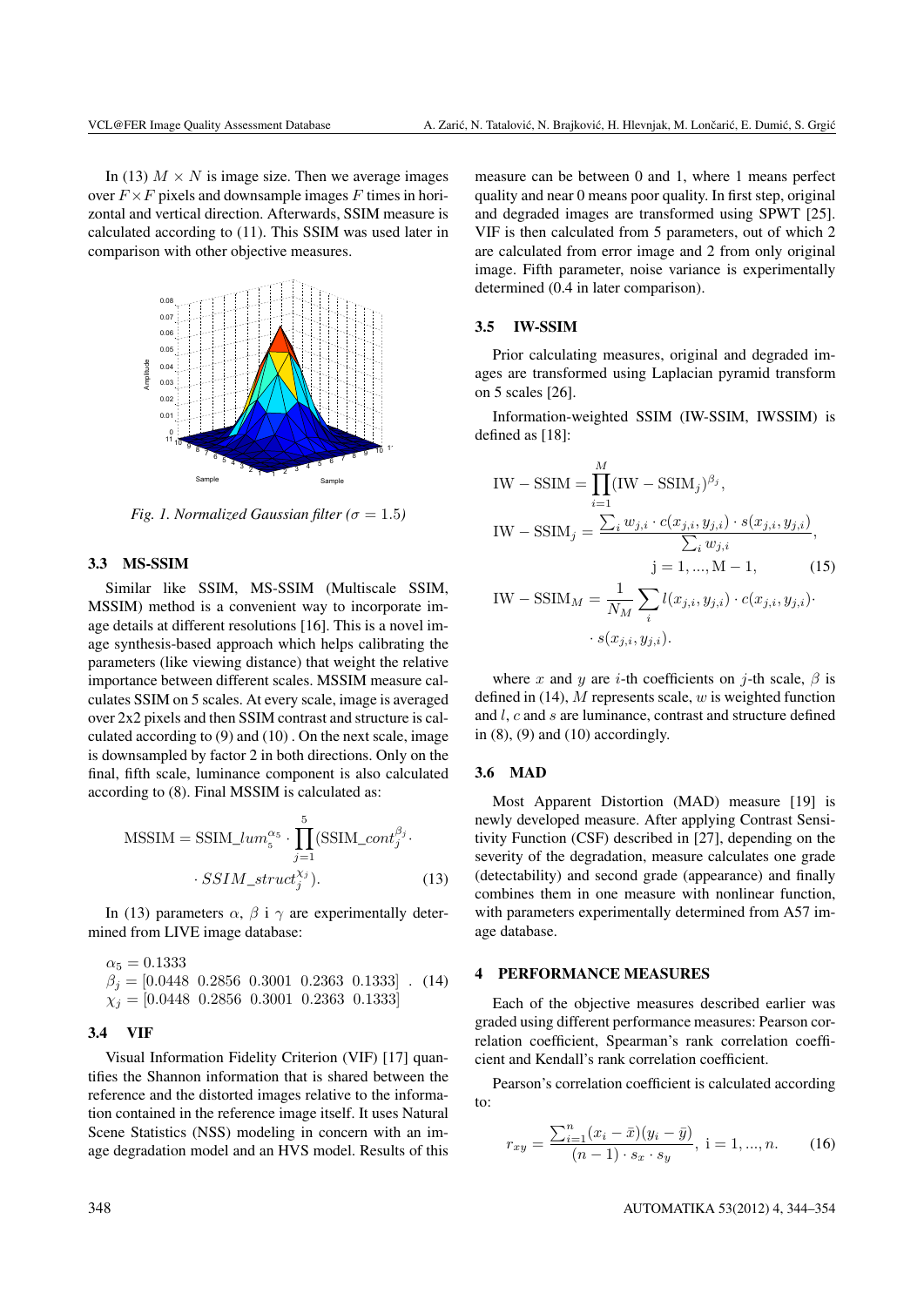In (13) $M \times N$ is image size. Then we average images over $F \times F$ pixels and downsample images $F$ times in horizontal and vertical direction. Afterwards, SSIM measure is calculated according to (11). This SSIM was used later in comparison with other objective measures.

0.08
0.07
0.06
0.05
0.04
0.03
0.02
0.01
0
Amplitude
Sample
Sample

*Fig. 1. Normalized Gaussian filter ($\sigma = 1.5$)*

### 3.3 MS-SSIM

Similar like SSIM, MS-SSIM (Multiscale SSIM, MSSIM) method is a convenient way to incorporate image details at different resolutions [16]. This is a novel image synthesis-based approach which helps calibrating the parameters (like viewing distance) that weight the relative importance between different scales. MSSIM measure calculates SSIM on 5 scales. At every scale, image is averaged over 2x2 pixels and then SSIM contrast and structure is calculated according to (9) and (10) . On the next scale, image is downsampled by factor 2 in both directions. Only on the final, fifth scale, luminance component is also calculated according to (8). Final MSSIM is calculated as:

$$\mathrm{MSSIM} = \mathrm{SSIM\_}lum_5^{\alpha_5} \cdot \prod_{j=1}^{5} (\mathrm{SSIM\_}cont_j^{\beta_j} \cdot \\ \cdot SSIM\_struct_j^{\chi_j}). \tag{13}$$

In (13) parameters $\alpha$, $\beta$ i $\gamma$ are experimentally determined from LIVE image database:

$$\begin{aligned} \alpha_5 &= 0.1333 \\ \beta_j &= [0.0448\ \ 0.2856\ \ 0.3001\ \ 0.2363\ \ 0.1333] \\ \chi_j &= [0.0448\ \ 0.2856\ \ 0.3001\ \ 0.2363\ \ 0.1333] \end{aligned} \tag{14}$$

### 3.4 VIF

Visual Information Fidelity Criterion (VIF) [17] quantifies the Shannon information that is shared between the reference and the distorted images relative to the information contained in the reference image itself. It uses Natural Scene Statistics (NSS) modeling in concern with an image degradation model and an HVS model. Results of this measure can be between 0 and 1, where 1 means perfect quality and near 0 means poor quality. In first step, original and degraded images are transformed using SPWT [25]. VIF is then calculated from 5 parameters, out of which 2 are calculated from error image and 2 from only original image. Fifth parameter, noise variance is experimentally determined (0.4 in later comparison).

### 3.5 IW-SSIM

Prior calculating measures, original and degraded images are transformed using Laplacian pyramid transform on 5 scales [26].

Information-weighted SSIM (IW-SSIM, IWSSIM) is defined as [18]:

$$\begin{aligned} \mathrm{IW-SSIM} &= \prod_{i=1}^{M} (\mathrm{IW-SSIM}_j)^{\beta_j}, \\ \mathrm{IW-SSIM}_j &= \frac{\sum_i w_{j,i} \cdot c(x_{j,i}, y_{j,i}) \cdot s(x_{j,i}, y_{j,i})}{\sum_i w_{j,i}}, \\ &\qquad \mathrm{j} = 1, ..., \mathrm{M}-1, \\ \mathrm{IW-SSIM}_M &= \frac{1}{N_M} \sum_i l(x_{j,i}, y_{j,i}) \cdot c(x_{j,i}, y_{j,i}) \cdot \\ &\qquad \cdot s(x_{j,i}, y_{j,i}). \end{aligned} \tag{15}$$

where $x$ and $y$ are $i$-th coefficients on $j$-th scale, $\beta$ is defined in (14), $M$ represents scale, $w$ is weighted function and $l$, $c$ and $s$ are luminance, contrast and structure defined in (8), (9) and (10) accordingly.

### 3.6 MAD

Most Apparent Distortion (MAD) measure [19] is newly developed measure. After applying Contrast Sensitivity Function (CSF) described in [27], depending on the severity of the degradation, measure calculates one grade (detectability) and second grade (appearance) and finally combines them in one measure with nonlinear function, with parameters experimentally determined from A57 image database.

## 4 PERFORMANCE MEASURES

Each of the objective measures described earlier was graded using different performance measures: Pearson correlation coefficient, Spearman's rank correlation coefficient and Kendall's rank correlation coefficient.

Pearson's correlation coefficient is calculated according to:

$$r_{xy} = \frac{\sum_{i=1}^{n} (x_i - \bar{x})(y_i - \bar{y})}{(n-1) \cdot s_x \cdot s_y},\ \mathrm{i} = 1, ..., n. \tag{16}$$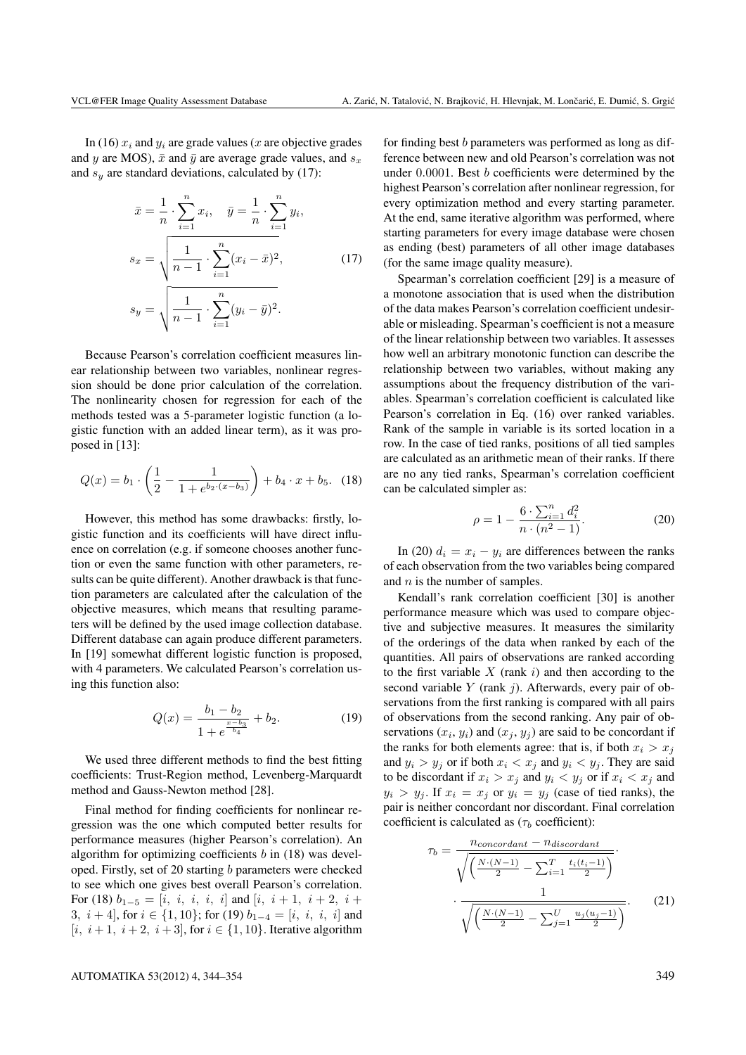In (16) $x_i$ and $y_i$ are grade values ($x$ are objective grades and $y$ are MOS), $\bar{x}$ and $\bar{y}$ are average grade values, and $s_x$ and $s_y$ are standard deviations, calculated by (17):

$$\bar{x} = \frac{1}{n} \cdot \sum_{i=1}^{n} x_i, \quad \bar{y} = \frac{1}{n} \cdot \sum_{i=1}^{n} y_i,$$
$$s_x = \sqrt{\frac{1}{n-1} \cdot \sum_{i=1}^{n} (x_i - \bar{x})^2}, \tag{17}$$
$$s_y = \sqrt{\frac{1}{n-1} \cdot \sum_{i=1}^{n} (y_i - \bar{y})^2}.$$

Because Pearson's correlation coefficient measures linear relationship between two variables, nonlinear regression should be done prior calculation of the correlation. The nonlinearity chosen for regression for each of the methods tested was a 5-parameter logistic function (a logistic function with an added linear term), as it was proposed in [13]:

$$Q(x) = b_1 \cdot \left( \frac{1}{2} - \frac{1}{1 + e^{b_2 \cdot (x - b_3)}} \right) + b_4 \cdot x + b_5. \tag{18}$$

However, this method has some drawbacks: firstly, logistic function and its coefficients will have direct influence on correlation (e.g. if someone chooses another function or even the same function with other parameters, results can be quite different). Another drawback is that function parameters are calculated after the calculation of the objective measures, which means that resulting parameters will be defined by the used image collection database. Different database can again produce different parameters. In [19] somewhat different logistic function is proposed, with 4 parameters. We calculated Pearson's correlation using this function also:

$$Q(x) = \frac{b_1 - b_2}{1 + e^{-\frac{x - b_3}{b_4}}} + b_2. \tag{19}$$

We used three different methods to find the best fitting coefficients: Trust-Region method, Levenberg-Marquardt method and Gauss-Newton method [28].

Final method for finding coefficients for nonlinear regression was the one which computed better results for performance measures (higher Pearson's correlation). An algorithm for optimizing coefficients $b$ in (18) was developed. Firstly, set of 20 starting $b$ parameters were checked to see which one gives best overall Pearson's correlation. For (18) $b_{1-5} = [i,\ i,\ i,\ i,\ i]$ and $[i,\ i+1,\ i+2,\ i+3,\ i+4]$, for $i \in \{1, 10\}$; for (19) $b_{1-4} = [i,\ i,\ i,\ i]$ and $[i,\ i+1,\ i+2,\ i+3]$, for $i \in \{1, 10\}$. Iterative algorithm for finding best $b$ parameters was performed as long as difference between new and old Pearson's correlation was not under $0.0001$. Best $b$ coefficients were determined by the highest Pearson's correlation after nonlinear regression, for every optimization method and every starting parameter. At the end, same iterative algorithm was performed, where starting parameters for every image database were chosen as ending (best) parameters of all other image databases (for the same image quality measure).

Spearman's correlation coefficient [29] is a measure of a monotone association that is used when the distribution of the data makes Pearson's correlation coefficient undesirable or misleading. Spearman's coefficient is not a measure of the linear relationship between two variables. It assesses how well an arbitrary monotonic function can describe the relationship between two variables, without making any assumptions about the frequency distribution of the variables. Spearman's correlation coefficient is calculated like Pearson's correlation in Eq. (16) over ranked variables. Rank of the sample in variable is its sorted location in a row. In the case of tied ranks, positions of all tied samples are calculated as an arithmetic mean of their ranks. If there are no any tied ranks, Spearman's correlation coefficient can be calculated simpler as:

$$\rho = 1 - \frac{6 \cdot \sum_{i=1}^{n} d_i^2}{n \cdot (n^2 - 1)}. \tag{20}$$

In (20) $d_i = x_i - y_i$ are differences between the ranks of each observation from the two variables being compared and $n$ is the number of samples.

Kendall's rank correlation coefficient [30] is another performance measure which was used to compare objective and subjective measures. It measures the similarity of the orderings of the data when ranked by each of the quantities. All pairs of observations are ranked according to the first variable $X$ (rank $i$) and then according to the second variable $Y$ (rank $j$). Afterwards, every pair of observations from the first ranking is compared with all pairs of observations from the second ranking. Any pair of observations $(x_i, y_i)$ and $(x_j, y_j)$ are said to be concordant if the ranks for both elements agree: that is, if both $x_i > x_j$ and $y_i > y_j$ or if both $x_i < x_j$ and $y_i < y_j$. They are said to be discordant if $x_i > x_j$ and $y_i < y_j$ or if $x_i < x_j$ and $y_i > y_j$. If $x_i = x_j$ or $y_i = y_j$ (case of tied ranks), the pair is neither concordant nor discordant. Final correlation coefficient is calculated as ($\tau_b$ coefficient):

$$\tau_b = \frac{n_{concordant} - n_{discordant}}{\sqrt{\left(\frac{N \cdot (N-1)}{2} - \sum_{i=1}^{T} \frac{t_i (t_i - 1)}{2}\right)}} \cdot \frac{1}{\sqrt{\left(\frac{N \cdot (N-1)}{2} - \sum_{j=1}^{U} \frac{u_j (u_j - 1)}{2}\right)}}. \tag{21}$$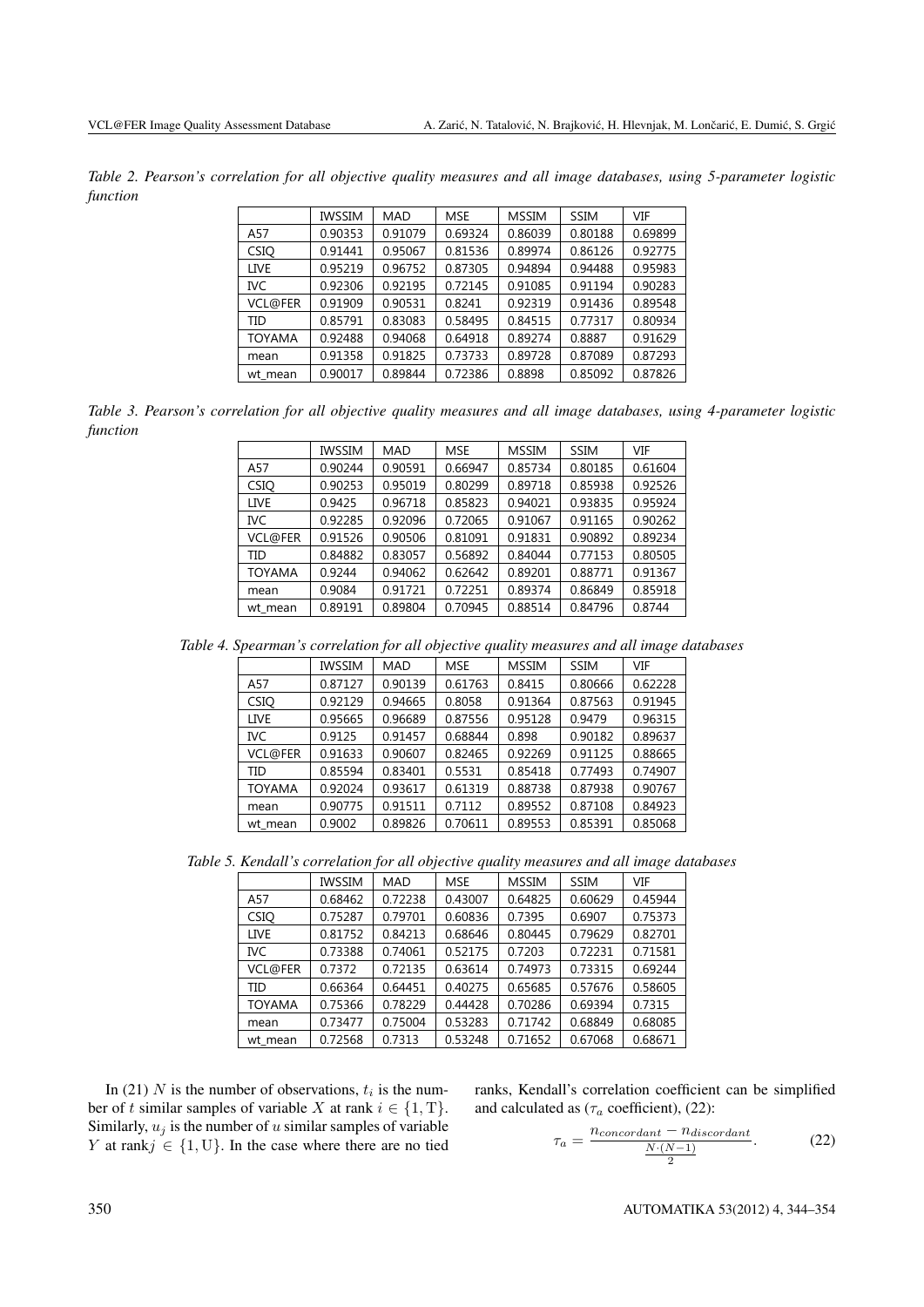*Table 2. Pearson's correlation for all objective quality measures and all image databases, using 5-parameter logistic function*

| | IWSSIM | MAD | MSE | MSSIM | SSIM | VIF |
|---|---|---|---|---|---|---|
| A57 | 0.90353 | 0.91079 | 0.69324 | 0.86039 | 0.80188 | 0.69899 |
| CSIQ | 0.91441 | 0.95067 | 0.81536 | 0.89974 | 0.86126 | 0.92775 |
| LIVE | 0.95219 | 0.96752 | 0.87305 | 0.94894 | 0.94488 | 0.95983 |
| IVC | 0.92306 | 0.92195 | 0.72145 | 0.91085 | 0.91194 | 0.90283 |
| VCL@FER | 0.91909 | 0.90531 | 0.8241 | 0.92319 | 0.91436 | 0.89548 |
| TID | 0.85791 | 0.83083 | 0.58495 | 0.84515 | 0.77317 | 0.80934 |
| TOYAMA | 0.92488 | 0.94068 | 0.64918 | 0.89274 | 0.8887 | 0.91629 |
| mean | 0.91358 | 0.91825 | 0.73733 | 0.89728 | 0.87089 | 0.87293 |
| wt_mean | 0.90017 | 0.89844 | 0.72386 | 0.8898 | 0.85092 | 0.87826 |

*Table 3. Pearson's correlation for all objective quality measures and all image databases, using 4-parameter logistic function*

| | IWSSIM | MAD | MSE | MSSIM | SSIM | VIF |
|---|---|---|---|---|---|---|
| A57 | 0.90244 | 0.90591 | 0.66947 | 0.85734 | 0.80185 | 0.61604 |
| CSIQ | 0.90253 | 0.95019 | 0.80299 | 0.89718 | 0.85938 | 0.92526 |
| LIVE | 0.9425 | 0.96718 | 0.85823 | 0.94021 | 0.93835 | 0.95924 |
| IVC | 0.92285 | 0.92096 | 0.72065 | 0.91067 | 0.91165 | 0.90262 |
| VCL@FER | 0.91526 | 0.90506 | 0.81091 | 0.91831 | 0.90892 | 0.89234 |
| TID | 0.84882 | 0.83057 | 0.56892 | 0.84044 | 0.77153 | 0.80505 |
| TOYAMA | 0.9244 | 0.94062 | 0.62642 | 0.89201 | 0.88771 | 0.91367 |
| mean | 0.9084 | 0.91721 | 0.72251 | 0.89374 | 0.86849 | 0.85918 |
| wt_mean | 0.89191 | 0.89804 | 0.70945 | 0.88514 | 0.84796 | 0.8744 |

*Table 4. Spearman's correlation for all objective quality measures and all image databases*

| | IWSSIM | MAD | MSE | MSSIM | SSIM | VIF |
|---|---|---|---|---|---|---|
| A57 | 0.87127 | 0.90139 | 0.61763 | 0.8415 | 0.80666 | 0.62228 |
| CSIQ | 0.92129 | 0.94665 | 0.8058 | 0.91364 | 0.87563 | 0.91945 |
| LIVE | 0.95665 | 0.96689 | 0.87556 | 0.95128 | 0.9479 | 0.96315 |
| IVC | 0.9125 | 0.91457 | 0.68844 | 0.898 | 0.90182 | 0.89637 |
| VCL@FER | 0.91633 | 0.90607 | 0.82465 | 0.92269 | 0.91125 | 0.88665 |
| TID | 0.85594 | 0.83401 | 0.5531 | 0.85418 | 0.77493 | 0.74907 |
| TOYAMA | 0.92024 | 0.93617 | 0.61319 | 0.88738 | 0.87938 | 0.90767 |
| mean | 0.90775 | 0.91511 | 0.7112 | 0.89552 | 0.87108 | 0.84923 |
| wt_mean | 0.9002 | 0.89826 | 0.70611 | 0.89553 | 0.85391 | 0.85068 |

*Table 5. Kendall's correlation for all objective quality measures and all image databases*

| | IWSSIM | MAD | MSE | MSSIM | SSIM | VIF |
|---|---|---|---|---|---|---|
| A57 | 0.68462 | 0.72238 | 0.43007 | 0.64825 | 0.60629 | 0.45944 |
| CSIQ | 0.75287 | 0.79701 | 0.60836 | 0.7395 | 0.6907 | 0.75373 |
| LIVE | 0.81752 | 0.84213 | 0.68646 | 0.80445 | 0.79629 | 0.82701 |
| IVC | 0.73388 | 0.74061 | 0.52175 | 0.7203 | 0.72231 | 0.71581 |
| VCL@FER | 0.7372 | 0.72135 | 0.63614 | 0.74973 | 0.73315 | 0.69244 |
| TID | 0.66364 | 0.64451 | 0.40275 | 0.65685 | 0.57676 | 0.58605 |
| TOYAMA | 0.75366 | 0.78229 | 0.44428 | 0.70286 | 0.69394 | 0.7315 |
| mean | 0.73477 | 0.75004 | 0.53283 | 0.71742 | 0.68849 | 0.68085 |
| wt_mean | 0.72568 | 0.7313 | 0.53248 | 0.71652 | 0.67068 | 0.68671 |

In (21) $N$ is the number of observations, $t_i$ is the number of $t$ similar samples of variable $X$ at rank $i \in \{1, \mathrm{T}\}$. Similarly, $u_j$ is the number of $u$ similar samples of variable $Y$ at rank $j \in \{1, \mathrm{U}\}$. In the case where there are no tied ranks, Kendall's correlation coefficient can be simplified and calculated as ($\tau_a$ coefficient), (22):

$$\tau_a = \frac{n_{concordant} - n_{discordant}}{\frac{N \cdot (N-1)}{2}}. \tag{22}$$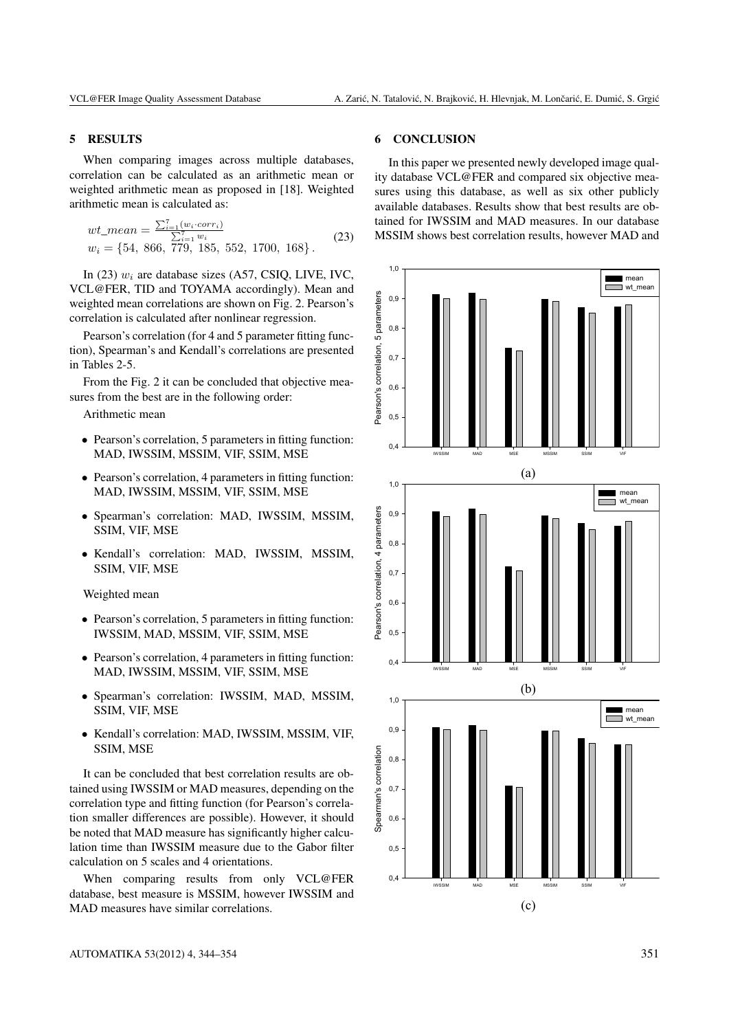## 5 RESULTS

When comparing images across multiple databases, correlation can be calculated as an arithmetic mean or weighted arithmetic mean as proposed in [18]. Weighted arithmetic mean is calculated as:

$$
\begin{aligned}
wt\_mean &= \frac{\sum_{i=1}^{7}(w_i \cdot corr_i)}{\sum_{i=1}^{7} w_i} \\
w_i &= \{54,\ 866,\ 779,\ 185,\ 552,\ 1700,\ 168\}.
\end{aligned}
\tag{23}
$$

In (23) $w_i$ are database sizes (A57, CSIQ, LIVE, IVC, VCL@FER, TID and TOYAMA accordingly). Mean and weighted mean correlations are shown on Fig. 2. Pearson's correlation is calculated after nonlinear regression.

Pearson's correlation (for 4 and 5 parameter fitting function), Spearman's and Kendall's correlations are presented in Tables 2-5.

From the Fig. 2 it can be concluded that objective measures from the best are in the following order:

Arithmetic mean

- Pearson's correlation, 5 parameters in fitting function: MAD, IWSSIM, MSSIM, VIF, SSIM, MSE
- Pearson's correlation, 4 parameters in fitting function: MAD, IWSSIM, MSSIM, VIF, SSIM, MSE
- Spearman's correlation: MAD, IWSSIM, MSSIM, SSIM, VIF, MSE
- Kendall's correlation: MAD, IWSSIM, MSSIM, SSIM, VIF, MSE

Weighted mean

- Pearson's correlation, 5 parameters in fitting function: IWSSIM, MAD, MSSIM, VIF, SSIM, MSE
- Pearson's correlation, 4 parameters in fitting function: MAD, IWSSIM, MSSIM, VIF, SSIM, MSE
- Spearman's correlation: IWSSIM, MAD, MSSIM, SSIM, VIF, MSE
- Kendall's correlation: MAD, IWSSIM, MSSIM, VIF, SSIM, MSE

It can be concluded that best correlation results are obtained using IWSSIM or MAD measures, depending on the correlation type and fitting function (for Pearson's correlation smaller differences are possible). However, it should be noted that MAD measure has significantly higher calculation time than IWSSIM measure due to the Gabor filter calculation on 5 scales and 4 orientations.

When comparing results from only VCL@FER database, best measure is MSSIM, however IWSSIM and MAD measures have similar correlations.

## 6 CONCLUSION

In this paper we presented newly developed image quality database VCL@FER and compared six objective measures using this database, as well as six other publicly available databases. Results show that best results are obtained for IWSSIM and MAD measures. In our database MSSIM shows best correlation results, however MAD and

Pearson's correlation, 5 parameters
1,0
0,9
0,8
0,7
0,6
0,5
0,4
mean
wt_mean
IWSSIM MAD MSE MSSIM SSIM VIF

(a)

Pearson's correlation, 4 parameters
1,0
0,9
0,8
0,7
0,6
0,5
0,4
mean
wt_mean
IWSSIM MAD MSE MSSIM SSIM VIF

(b)

Spearman's correlation
1,0
0,9
0,8
0,7
0,6
0,5
0,4
mean
wt_mean
IWSSIM MAD MSE MSSIM SSIM VIF

(c)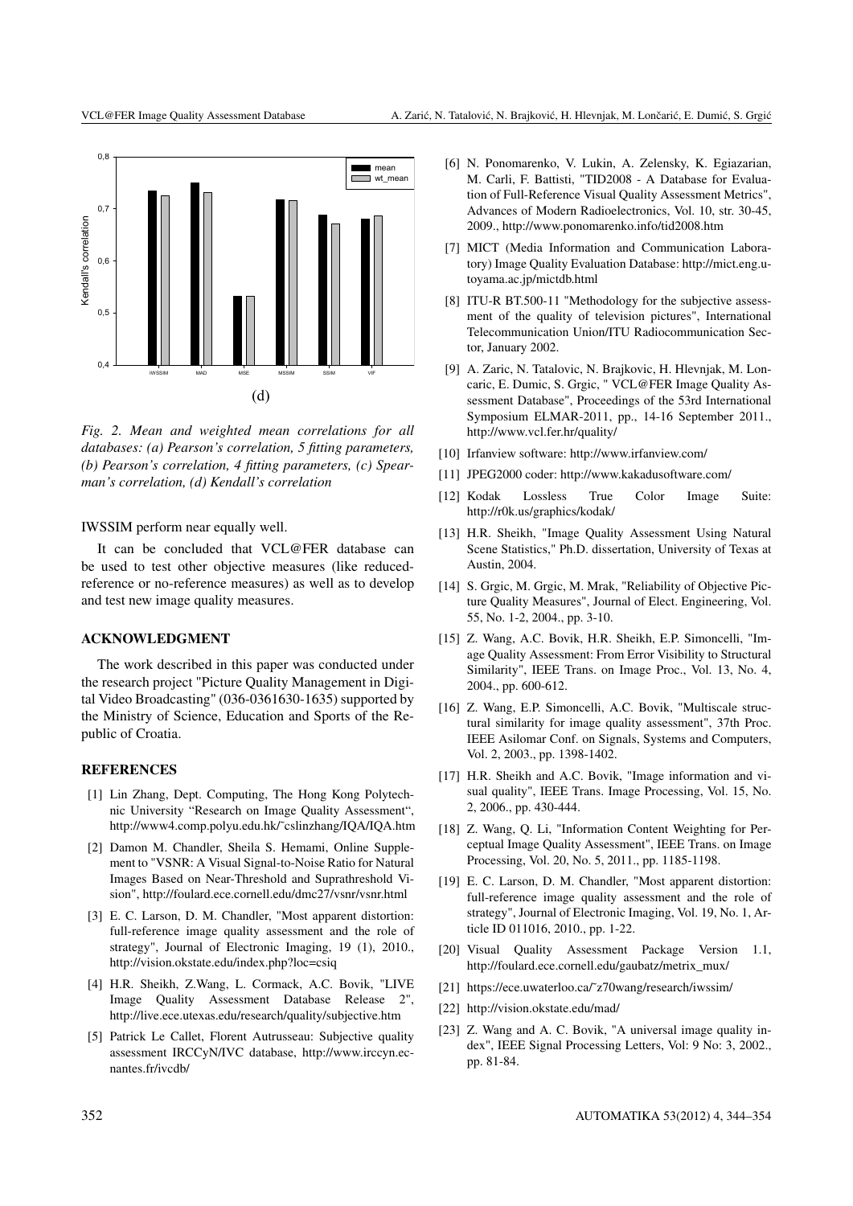0,8

0,7

0,6

0,5

0,4

Kendall's correlation

mean

wt_mean

IWSSIM MAD MSE MSSIM SSIM VIF

(d)

*Fig. 2. Mean and weighted mean correlations for all databases: (a) Pearson's correlation, 5 fitting parameters, (b) Pearson's correlation, 4 fitting parameters, (c) Spearman's correlation, (d) Kendall's correlation*

IWSSIM perform near equally well.

It can be concluded that VCL@FER database can be used to test other objective measures (like reduced-reference or no-reference measures) as well as to develop and test new image quality measures.

## ACKNOWLEDGMENT

The work described in this paper was conducted under the research project "Picture Quality Management in Digital Video Broadcasting" (036-0361630-1635) supported by the Ministry of Science, Education and Sports of the Republic of Croatia.

## REFERENCES

[1] Lin Zhang, Dept. Computing, The Hong Kong Polytechnic University "Research on Image Quality Assessment", http://www4.comp.polyu.edu.hk/~cslinzhang/IQA/IQA.htm

[2] Damon M. Chandler, Sheila S. Hemami, Online Supplement to "VSNR: A Visual Signal-to-Noise Ratio for Natural Images Based on Near-Threshold and Suprathreshold Vision", http://foulard.ece.cornell.edu/dmc27/vsnr/vsnr.html

[3] E. C. Larson, D. M. Chandler, "Most apparent distortion: full-reference image quality assessment and the role of strategy", Journal of Electronic Imaging, 19 (1), 2010., http://vision.okstate.edu/index.php?loc=csiq

[4] H.R. Sheikh, Z.Wang, L. Cormack, A.C. Bovik, "LIVE Image Quality Assessment Database Release 2", http://live.ece.utexas.edu/research/quality/subjective.htm

[5] Patrick Le Callet, Florent Autrusseau: Subjective quality assessment IRCCyN/IVC database, http://www.irccyn.ec-nantes.fr/ivcdb/

[6] N. Ponomarenko, V. Lukin, A. Zelensky, K. Egiazarian, M. Carli, F. Battisti, "TID2008 - A Database for Evaluation of Full-Reference Visual Quality Assessment Metrics", Advances of Modern Radioelectronics, Vol. 10, str. 30-45, 2009., http://www.ponomarenko.info/tid2008.htm

[7] MICT (Media Information and Communication Laboratory) Image Quality Evaluation Database: http://mict.eng.u-toyama.ac.jp/mictdb.html

[8] ITU-R BT.500-11 "Methodology for the subjective assessment of the quality of television pictures", International Telecommunication Union/ITU Radiocommunication Sector, January 2002.

[9] A. Zaric, N. Tatalovic, N. Brajkovic, H. Hlevnjak, M. Loncaric, E. Dumic, S. Grgic, " VCL@FER Image Quality Assessment Database", Proceedings of the 53rd International Symposium ELMAR-2011, pp., 14-16 September 2011., http://www.vcl.fer.hr/quality/

[10] Irfanview software: http://www.irfanview.com/

[11] JPEG2000 coder: http://www.kakadusoftware.com/

[12] Kodak Lossless True Color Image Suite: http://r0k.us/graphics/kodak/

[13] H.R. Sheikh, "Image Quality Assessment Using Natural Scene Statistics," Ph.D. dissertation, University of Texas at Austin, 2004.

[14] S. Grgic, M. Grgic, M. Mrak, "Reliability of Objective Picture Quality Measures", Journal of Elect. Engineering, Vol. 55, No. 1-2, 2004., pp. 3-10.

[15] Z. Wang, A.C. Bovik, H.R. Sheikh, E.P. Simoncelli, "Image Quality Assessment: From Error Visibility to Structural Similarity", IEEE Trans. on Image Proc., Vol. 13, No. 4, 2004., pp. 600-612.

[16] Z. Wang, E.P. Simoncelli, A.C. Bovik, "Multiscale structural similarity for image quality assessment", 37th Proc. IEEE Asilomar Conf. on Signals, Systems and Computers, Vol. 2, 2003., pp. 1398-1402.

[17] H.R. Sheikh and A.C. Bovik, "Image information and visual quality", IEEE Trans. Image Processing, Vol. 15, No. 2, 2006., pp. 430-444.

[18] Z. Wang, Q. Li, "Information Content Weighting for Perceptual Image Quality Assessment", IEEE Trans. on Image Processing, Vol. 20, No. 5, 2011., pp. 1185-1198.

[19] E. C. Larson, D. M. Chandler, "Most apparent distortion: full-reference image quality assessment and the role of strategy", Journal of Electronic Imaging, Vol. 19, No. 1, Article ID 011016, 2010., pp. 1-22.

[20] Visual Quality Assessment Package Version 1.1, http://foulard.ece.cornell.edu/gaubatz/metrix_mux/

[21] https://ece.uwaterloo.ca/~z70wang/research/iwssim/

[22] http://vision.okstate.edu/mad/

[23] Z. Wang and A. C. Bovik, "A universal image quality index", IEEE Signal Processing Letters, Vol: 9 No: 3, 2002., pp. 81-84.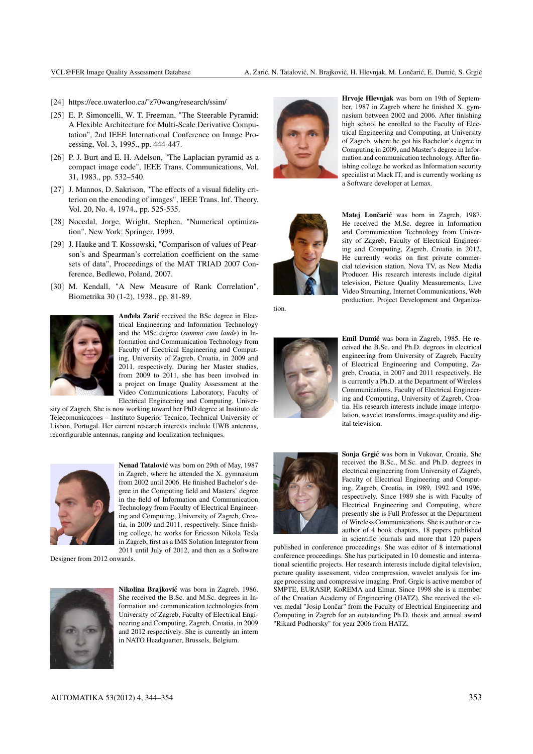[24] https://ece.uwaterloo.ca/~z70wang/research/ssim/

[25] E. P. Simoncelli, W. T. Freeman, "The Steerable Pyramid: A Flexible Architecture for Multi-Scale Derivative Computation", 2nd IEEE International Conference on Image Processing, Vol. 3, 1995., pp. 444-447.

[26] P. J. Burt and E. H. Adelson, "The Laplacian pyramid as a compact image code", IEEE Trans. Communications, Vol. 31, 1983., pp. 532–540.

[27] J. Mannos, D. Sakrison, "The effects of a visual fidelity criterion on the encoding of images", IEEE Trans. Inf. Theory, Vol. 20, No. 4, 1974., pp. 525-535.

[28] Nocedal, Jorge, Wright, Stephen, "Numerical optimization", New York: Springer, 1999.

[29] J. Hauke and T. Kossowski, "Comparison of values of Pearson's and Spearman's correlation coefficient on the same sets of data", Proceedings of the MAT TRIAD 2007 Conference, Bedlewo, Poland, 2007.

[30] M. Kendall, "A New Measure of Rank Correlation", Biometrika 30 (1-2), 1938., pp. 81-89.

**Anđela Zarić** received the BSc degree in Electrical Engineering and Information Technology and the MSc degree (*summa cum laude*) in Information and Communication Technology from Faculty of Electrical Engineering and Computing, University of Zagreb, Croatia, in 2009 and 2011, respectively. During her Master studies, from 2009 to 2011, she has been involved in a project on Image Quality Assessment at the Video Communications Laboratory, Faculty of Electrical Engineering and Computing, University of Zagreb. She is now working toward her PhD degree at Instituto de Telecomunicacoes – Instituto Superior Tecnico, Technical University of Lisbon, Portugal. Her current research interests include UWB antennas, reconfigurable antennas, ranging and localization techniques.

**Nenad Tatalović** was born on 29th of May, 1987 in Zagreb, where he attended the X. gymnasium from 2002 until 2006. He finished Bachelor's degree in the Computing field and Masters' degree in the field of Information and Communication Technology from Faculty of Electrical Engineering and Computing, University of Zagreb, Croatia, in 2009 and 2011, respectively. Since finishing college, he works for Ericsson Nikola Tesla in Zagreb, first as a IMS Solution Integrator from 2011 until July of 2012, and then as a Software Designer from 2012 onwards.

**Nikolina Brajković** was born in Zagreb, 1986. She received the B.Sc. and M.Sc. degrees in Information and communication technologies from University of Zagreb, Faculty of Electrical Engineering and Computing, Zagreb, Croatia, in 2009 and 2012 respectively. She is currently an intern in NATO Headquarter, Brussels, Belgium.

**Hrvoje Hlevnjak** was born on 19th of September, 1987 in Zagreb where he finished X. gymnasium between 2002 and 2006. After finishing high school he enrolled to the Faculty of Electrical Engineering and Computing, at University of Zagreb, where he got his Bachelor's degree in Computing in 2009, and Master's degree in Information and communication technology. After finishing college he worked as Information security specialist at Mack IT, and is currently working as a Software developer at Lemax.

**Matej Lončarić** was born in Zagreb, 1987. He received the M.Sc. degree in Information and Communication Technology from University of Zagreb, Faculty of Electrical Engineering and Computing, Zagreb, Croatia in 2012. He currently works on first private commercial television station, Nova TV, as New Media Producer. His research interests include digital television, Picture Quality Measurements, Live Video Streaming, Internet Communications, Web production, Project Development and Organization.

**Emil Dumić** was born in Zagreb, 1985. He received the B.Sc. and Ph.D. degrees in electrical engineering from University of Zagreb, Faculty of Electrical Engineering and Computing, Zagreb, Croatia, in 2007 and 2011 respectively. He is currently a Ph.D. at the Department of Wireless Communications, Faculty of Electrical Engineering and Computing, University of Zagreb, Croatia. His research interests include image interpolation, wavelet transforms, image quality and digital television.

**Sonja Grgić** was born in Vukovar, Croatia. She received the B.Sc., M.Sc. and Ph.D. degrees in electrical engineering from University of Zagreb, Faculty of Electrical Engineering and Computing, Zagreb, Croatia, in 1989, 1992 and 1996, respectively. Since 1989 she is with Faculty of Electrical Engineering and Computing, where presently she is Full Professor at the Department of Wireless Communications. She is author or co-author of 4 book chapters, 18 papers published in scientific journals and more that 120 papers published in conference proceedings. She was editor of 8 international conference proceedings. She has participated in 10 domestic and international scientific projects. Her research interests include digital television, picture quality assessment, video compression, wavelet analysis for image processing and compressive imaging. Prof. Grgic is active member of SMPTE, EURASIP, KoREMA and Elmar. Since 1998 she is a member of the Croatian Academy of Engineering (HATZ). She received the silver medal "Josip Lončar" from the Faculty of Electrical Engineering and Computing in Zagreb for an outstanding Ph.D. thesis and annual award "Rikard Podhorsky" for year 2006 from HATZ.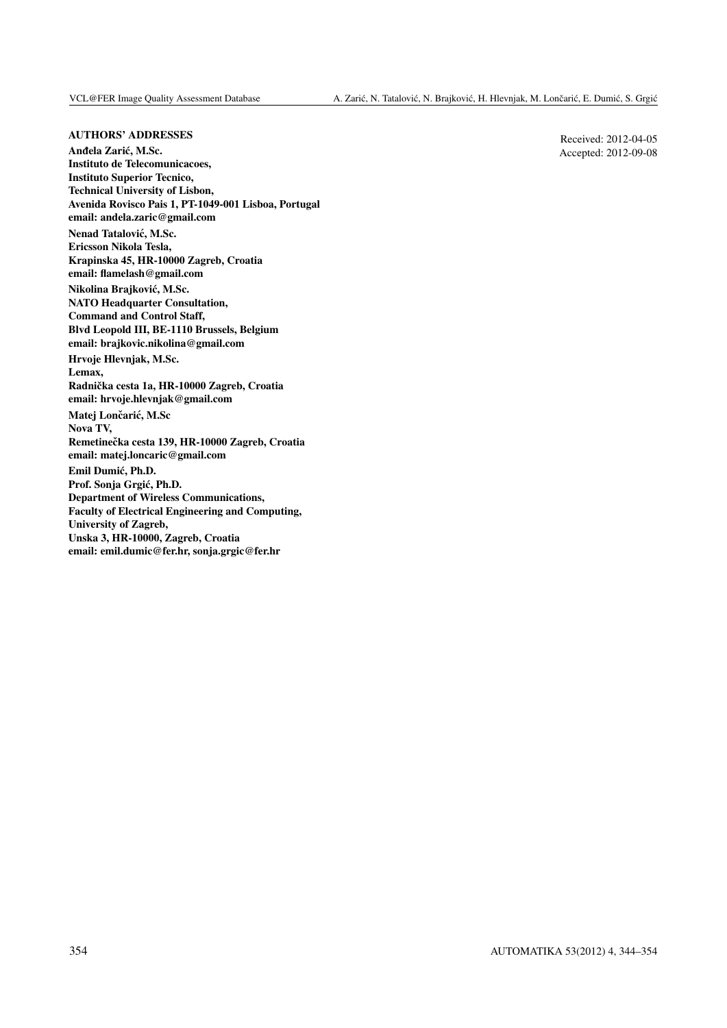## AUTHORS' ADDRESSES

**Anđela Zarić, M.Sc.**
**Instituto de Telecomunicacoes,**
**Instituto Superior Tecnico,**
**Technical University of Lisbon,**
**Avenida Rovisco Pais 1, PT-1049-001 Lisboa, Portugal**
**email: andela.zaric@gmail.com**

**Nenad Tatalović, M.Sc.**
**Ericsson Nikola Tesla,**
**Krapinska 45, HR-10000 Zagreb, Croatia**
**email: flamelash@gmail.com**

**Nikolina Brajković, M.Sc.**
**NATO Headquarter Consultation,**
**Command and Control Staff,**
**Blvd Leopold III, BE-1110 Brussels, Belgium**
**email: brajkovic.nikolina@gmail.com**

**Hrvoje Hlevnjak, M.Sc.**
**Lemax,**
**Radnička cesta 1a, HR-10000 Zagreb, Croatia**
**email: hrvoje.hlevnjak@gmail.com**

**Matej Lončarić, M.Sc**
**Nova TV,**
**Remetinečka cesta 139, HR-10000 Zagreb, Croatia**
**email: matej.loncaric@gmail.com**

**Emil Dumić, Ph.D.**
**Prof. Sonja Grgić, Ph.D.**
**Department of Wireless Communications,**
**Faculty of Electrical Engineering and Computing,**
**University of Zagreb,**
**Unska 3, HR-10000, Zagreb, Croatia**
**email: emil.dumic@fer.hr, sonja.grgic@fer.hr**

Received: 2012-04-05
Accepted: 2012-09-08